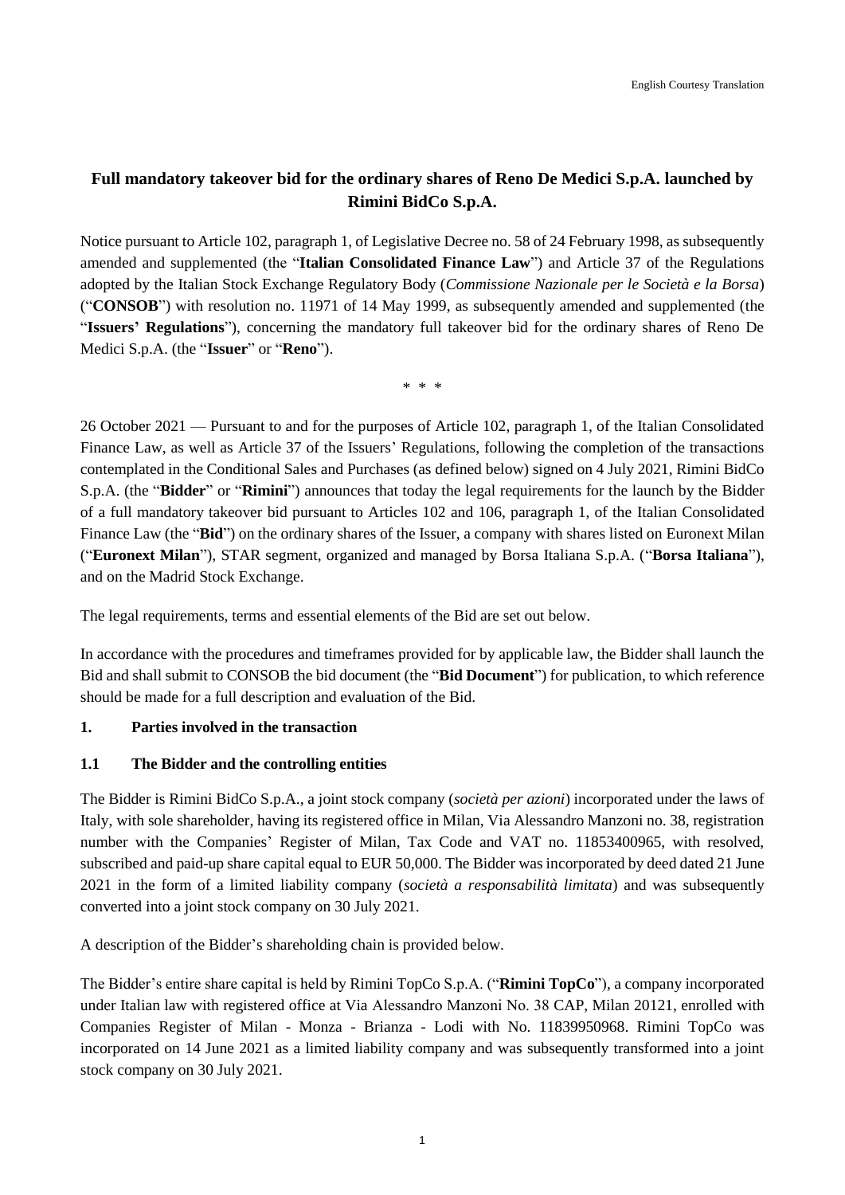English Courtesy Translation

# Full mandatory takeover bid for the ordinary shares of Reno De Medici S.p.A. launched by Rimini BidCo S.p.A.

Notice pursuant to Article 102, paragraph 1, of Legislative Decree no. 58 of 24 February 1998, as subsequently amended and supplemented (the "**Italian Consolidated Finance Law**") and Article 37 of the Regulations adopted by the Italian Stock Exchange Regulatory Body (*Commissione Nazionale per le Società e la Borsa*) ("**CONSOB**") with resolution no. 11971 of 14 May 1999, as subsequently amended and supplemented (the "**Issuers' Regulations**"), concerning the mandatory full takeover bid for the ordinary shares of Reno De Medici S.p.A. (the "**Issuer**" or "**Reno**").

\* \* \*

26 October 2021 — Pursuant to and for the purposes of Article 102, paragraph 1, of the Italian Consolidated Finance Law, as well as Article 37 of the Issuers' Regulations, following the completion of the transactions contemplated in the Conditional Sales and Purchases (as defined below) signed on 4 July 2021, Rimini BidCo S.p.A. (the "**Bidder**" or "**Rimini**") announces that today the legal requirements for the launch by the Bidder of a full mandatory takeover bid pursuant to Articles 102 and 106, paragraph 1, of the Italian Consolidated Finance Law (the "**Bid**") on the ordinary shares of the Issuer, a company with shares listed on Euronext Milan ("**Euronext Milan**"), STAR segment, organized and managed by Borsa Italiana S.p.A. ("**Borsa Italiana**"), and on the Madrid Stock Exchange.

The legal requirements, terms and essential elements of the Bid are set out below.

In accordance with the procedures and timeframes provided for by applicable law, the Bidder shall launch the Bid and shall submit to CONSOB the bid document (the "**Bid Document**") for publication, to which reference should be made for a full description and evaluation of the Bid.

## 1. Parties involved in the transaction

### 1.1 The Bidder and the controlling entities

The Bidder is Rimini BidCo S.p.A., a joint stock company (*società per azioni*) incorporated under the laws of Italy, with sole shareholder, having its registered office in Milan, Via Alessandro Manzoni no. 38, registration number with the Companies' Register of Milan, Tax Code and VAT no. 11853400965, with resolved, subscribed and paid-up share capital equal to EUR 50,000. The Bidder was incorporated by deed dated 21 June 2021 in the form of a limited liability company (*società a responsabilità limitata*) and was subsequently converted into a joint stock company on 30 July 2021.

A description of the Bidder's shareholding chain is provided below.

The Bidder's entire share capital is held by Rimini TopCo S.p.A. ("**Rimini TopCo**"), a company incorporated under Italian law with registered office at Via Alessandro Manzoni No. 38 CAP, Milan 20121, enrolled with Companies Register of Milan - Monza - Brianza - Lodi with No. 11839950968. Rimini TopCo was incorporated on 14 June 2021 as a limited liability company and was subsequently transformed into a joint stock company on 30 July 2021.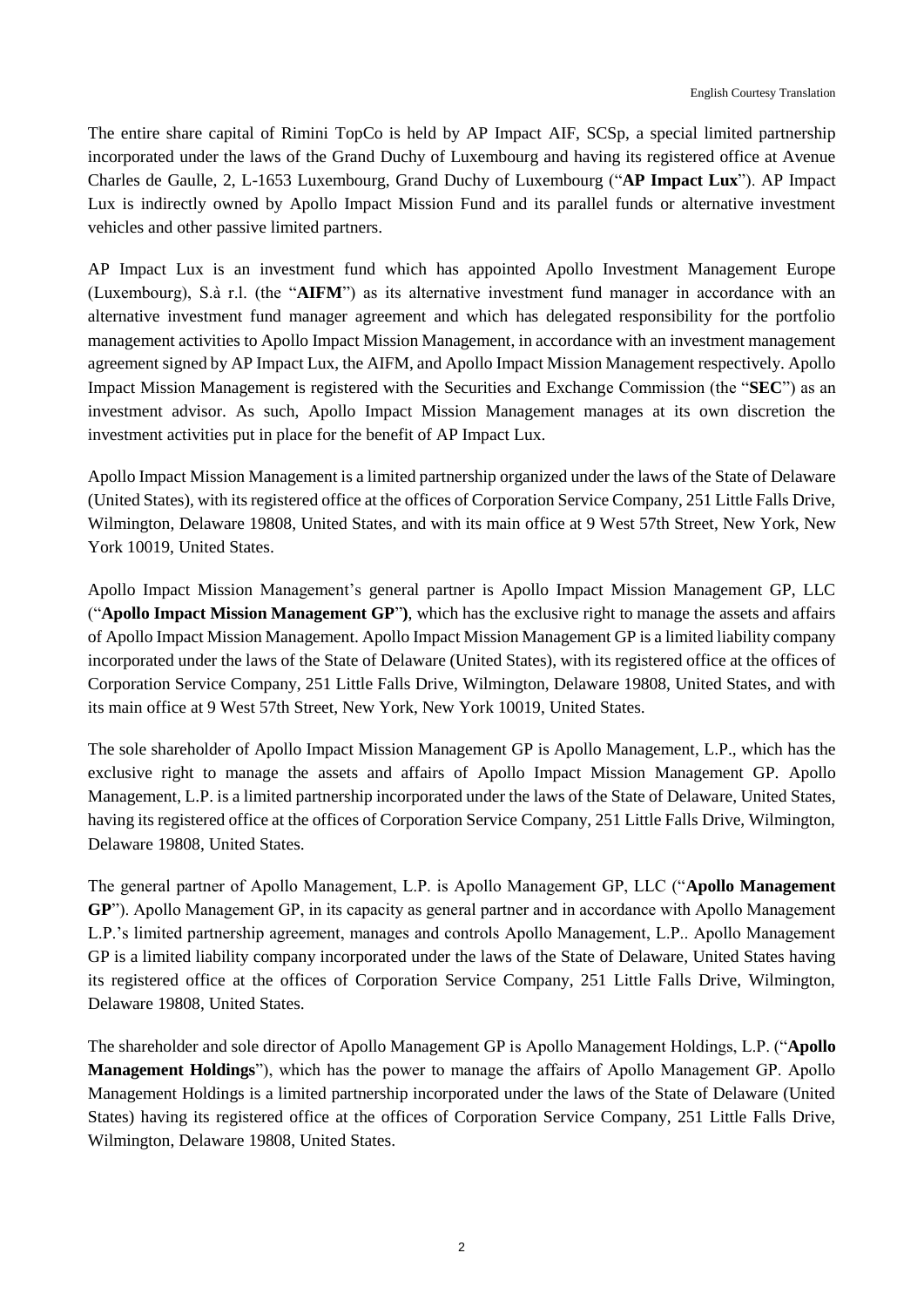The entire share capital of Rimini TopCo is held by AP Impact AIF, SCSp, a special limited partnership incorporated under the laws of the Grand Duchy of Luxembourg and having its registered office at Avenue Charles de Gaulle, 2, L-1653 Luxembourg, Grand Duchy of Luxembourg ("**AP Impact Lux**"). AP Impact Lux is indirectly owned by Apollo Impact Mission Fund and its parallel funds or alternative investment vehicles and other passive limited partners.

AP Impact Lux is an investment fund which has appointed Apollo Investment Management Europe (Luxembourg), S.à r.l. (the "**AIFM**") as its alternative investment fund manager in accordance with an alternative investment fund manager agreement and which has delegated responsibility for the portfolio management activities to Apollo Impact Mission Management, in accordance with an investment management agreement signed by AP Impact Lux, the AIFM, and Apollo Impact Mission Management respectively. Apollo Impact Mission Management is registered with the Securities and Exchange Commission (the "**SEC**") as an investment advisor. As such, Apollo Impact Mission Management manages at its own discretion the investment activities put in place for the benefit of AP Impact Lux.

Apollo Impact Mission Management is a limited partnership organized under the laws of the State of Delaware (United States), with its registered office at the offices of Corporation Service Company, 251 Little Falls Drive, Wilmington, Delaware 19808, United States, and with its main office at 9 West 57th Street, New York, New York 10019, United States.

Apollo Impact Mission Management's general partner is Apollo Impact Mission Management GP, LLC ("**Apollo Impact Mission Management GP**"), which has the exclusive right to manage the assets and affairs of Apollo Impact Mission Management. Apollo Impact Mission Management GP is a limited liability company incorporated under the laws of the State of Delaware (United States), with its registered office at the offices of Corporation Service Company, 251 Little Falls Drive, Wilmington, Delaware 19808, United States, and with its main office at 9 West 57th Street, New York, New York 10019, United States.

The sole shareholder of Apollo Impact Mission Management GP is Apollo Management, L.P., which has the exclusive right to manage the assets and affairs of Apollo Impact Mission Management GP. Apollo Management, L.P. is a limited partnership incorporated under the laws of the State of Delaware, United States, having its registered office at the offices of Corporation Service Company, 251 Little Falls Drive, Wilmington, Delaware 19808, United States.

The general partner of Apollo Management, L.P. is Apollo Management GP, LLC ("**Apollo Management GP**"). Apollo Management GP, in its capacity as general partner and in accordance with Apollo Management L.P.'s limited partnership agreement, manages and controls Apollo Management, L.P.. Apollo Management GP is a limited liability company incorporated under the laws of the State of Delaware, United States having its registered office at the offices of Corporation Service Company, 251 Little Falls Drive, Wilmington, Delaware 19808, United States.

The shareholder and sole director of Apollo Management GP is Apollo Management Holdings, L.P. ("**Apollo Management Holdings**"), which has the power to manage the affairs of Apollo Management GP. Apollo Management Holdings is a limited partnership incorporated under the laws of the State of Delaware (United States) having its registered office at the offices of Corporation Service Company, 251 Little Falls Drive, Wilmington, Delaware 19808, United States.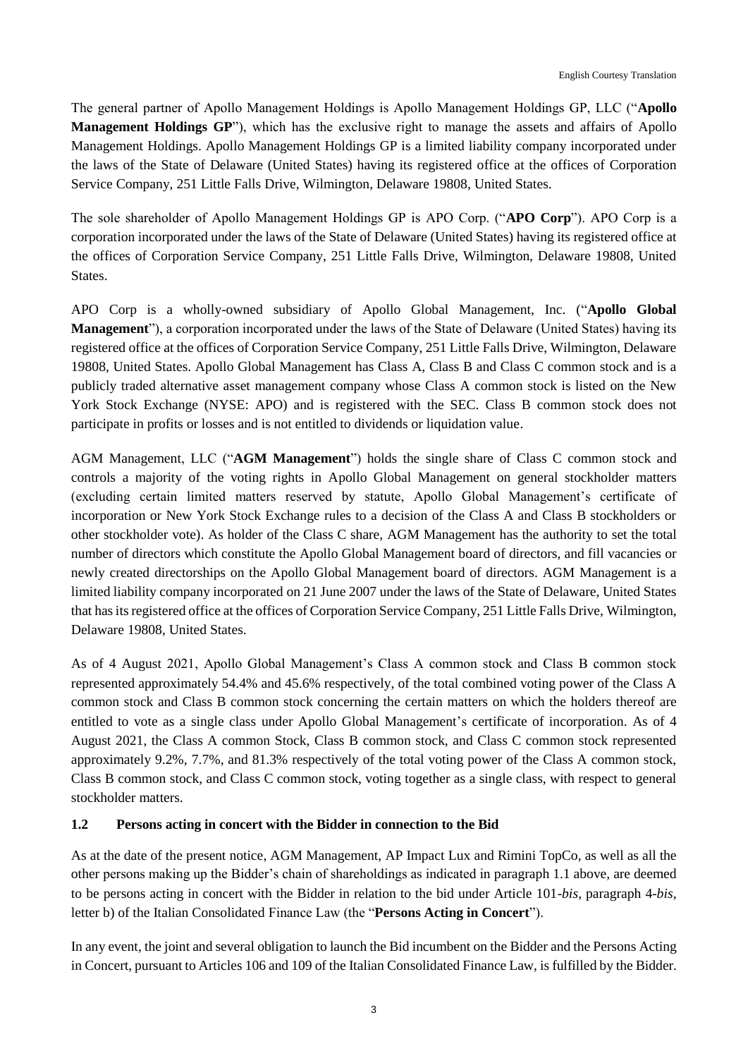The general partner of Apollo Management Holdings is Apollo Management Holdings GP, LLC ("**Apollo Management Holdings GP**"), which has the exclusive right to manage the assets and affairs of Apollo Management Holdings. Apollo Management Holdings GP is a limited liability company incorporated under the laws of the State of Delaware (United States) having its registered office at the offices of Corporation Service Company, 251 Little Falls Drive, Wilmington, Delaware 19808, United States.

The sole shareholder of Apollo Management Holdings GP is APO Corp. ("**APO Corp**"). APO Corp is a corporation incorporated under the laws of the State of Delaware (United States) having its registered office at the offices of Corporation Service Company, 251 Little Falls Drive, Wilmington, Delaware 19808, United States.

APO Corp is a wholly-owned subsidiary of Apollo Global Management, Inc. ("**Apollo Global Management**"), a corporation incorporated under the laws of the State of Delaware (United States) having its registered office at the offices of Corporation Service Company, 251 Little Falls Drive, Wilmington, Delaware 19808, United States. Apollo Global Management has Class A, Class B and Class C common stock and is a publicly traded alternative asset management company whose Class A common stock is listed on the New York Stock Exchange (NYSE: APO) and is registered with the SEC. Class B common stock does not participate in profits or losses and is not entitled to dividends or liquidation value.

AGM Management, LLC ("**AGM Management**") holds the single share of Class C common stock and controls a majority of the voting rights in Apollo Global Management on general stockholder matters (excluding certain limited matters reserved by statute, Apollo Global Management's certificate of incorporation or New York Stock Exchange rules to a decision of the Class A and Class B stockholders or other stockholder vote). As holder of the Class C share, AGM Management has the authority to set the total number of directors which constitute the Apollo Global Management board of directors, and fill vacancies or newly created directorships on the Apollo Global Management board of directors. AGM Management is a limited liability company incorporated on 21 June 2007 under the laws of the State of Delaware, United States that has its registered office at the offices of Corporation Service Company, 251 Little Falls Drive, Wilmington, Delaware 19808, United States.

As of 4 August 2021, Apollo Global Management's Class A common stock and Class B common stock represented approximately 54.4% and 45.6% respectively, of the total combined voting power of the Class A common stock and Class B common stock concerning the certain matters on which the holders thereof are entitled to vote as a single class under Apollo Global Management's certificate of incorporation. As of 4 August 2021, the Class A common Stock, Class B common stock, and Class C common stock represented approximately 9.2%, 7.7%, and 81.3% respectively of the total voting power of the Class A common stock, Class B common stock, and Class C common stock, voting together as a single class, with respect to general stockholder matters.

### 1.2 Persons acting in concert with the Bidder in connection to the Bid

As at the date of the present notice, AGM Management, AP Impact Lux and Rimini TopCo, as well as all the other persons making up the Bidder's chain of shareholdings as indicated in paragraph 1.1 above, are deemed to be persons acting in concert with the Bidder in relation to the bid under Article 101-*bis*, paragraph 4-*bis*, letter b) of the Italian Consolidated Finance Law (the "**Persons Acting in Concert**").

In any event, the joint and several obligation to launch the Bid incumbent on the Bidder and the Persons Acting in Concert, pursuant to Articles 106 and 109 of the Italian Consolidated Finance Law, is fulfilled by the Bidder.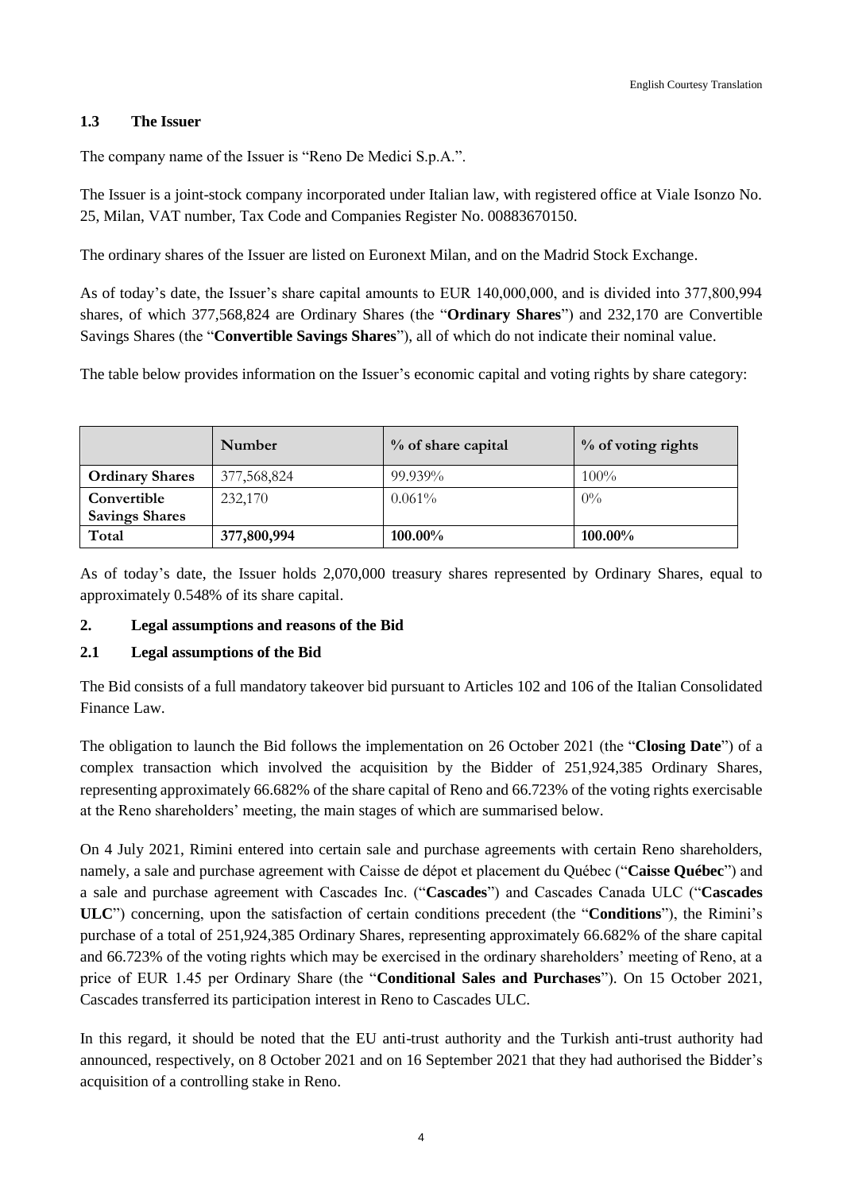### 1.3 The Issuer

The company name of the Issuer is "Reno De Medici S.p.A.".

The Issuer is a joint-stock company incorporated under Italian law, with registered office at Viale Isonzo No. 25, Milan, VAT number, Tax Code and Companies Register No. 00883670150.

The ordinary shares of the Issuer are listed on Euronext Milan, and on the Madrid Stock Exchange.

As of today's date, the Issuer's share capital amounts to EUR 140,000,000, and is divided into 377,800,994 shares, of which 377,568,824 are Ordinary Shares (the "**Ordinary Shares**") and 232,170 are Convertible Savings Shares (the "**Convertible Savings Shares**"), all of which do not indicate their nominal value.

The table below provides information on the Issuer's economic capital and voting rights by share category:

| | Number | % of share capital | % of voting rights |
|---|---|---|---|
| **Ordinary Shares** | 377,568,824 | 99.939% | 100% |
| **Convertible Savings Shares** | 232,170 | 0.061% | 0% |
| **Total** | **377,800,994** | **100.00%** | **100.00%** |

As of today's date, the Issuer holds 2,070,000 treasury shares represented by Ordinary Shares, equal to approximately 0.548% of its share capital.

## 2. Legal assumptions and reasons of the Bid

### 2.1 Legal assumptions of the Bid

The Bid consists of a full mandatory takeover bid pursuant to Articles 102 and 106 of the Italian Consolidated Finance Law.

The obligation to launch the Bid follows the implementation on 26 October 2021 (the "**Closing Date**") of a complex transaction which involved the acquisition by the Bidder of 251,924,385 Ordinary Shares, representing approximately 66.682% of the share capital of Reno and 66.723% of the voting rights exercisable at the Reno shareholders' meeting, the main stages of which are summarised below.

On 4 July 2021, Rimini entered into certain sale and purchase agreements with certain Reno shareholders, namely, a sale and purchase agreement with Caisse de dépot et placement du Québec ("**Caisse Québec**") and a sale and purchase agreement with Cascades Inc. ("**Cascades**") and Cascades Canada ULC ("**Cascades ULC**") concerning, upon the satisfaction of certain conditions precedent (the "**Conditions**"), the Rimini's purchase of a total of 251,924,385 Ordinary Shares, representing approximately 66.682% of the share capital and 66.723% of the voting rights which may be exercised in the ordinary shareholders' meeting of Reno, at a price of EUR 1.45 per Ordinary Share (the "**Conditional Sales and Purchases**"). On 15 October 2021, Cascades transferred its participation interest in Reno to Cascades ULC.

In this regard, it should be noted that the EU anti-trust authority and the Turkish anti-trust authority had announced, respectively, on 8 October 2021 and on 16 September 2021 that they had authorised the Bidder's acquisition of a controlling stake in Reno.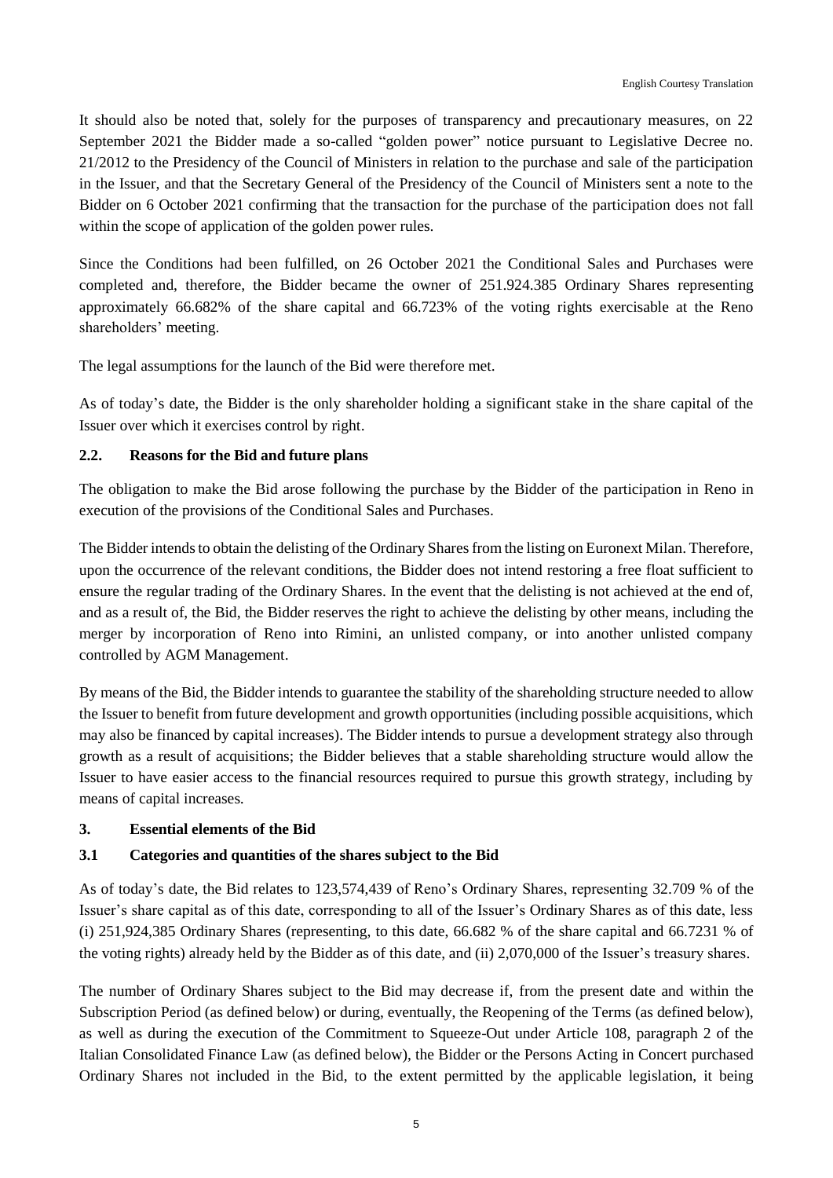It should also be noted that, solely for the purposes of transparency and precautionary measures, on 22 September 2021 the Bidder made a so-called "golden power" notice pursuant to Legislative Decree no. 21/2012 to the Presidency of the Council of Ministers in relation to the purchase and sale of the participation in the Issuer, and that the Secretary General of the Presidency of the Council of Ministers sent a note to the Bidder on 6 October 2021 confirming that the transaction for the purchase of the participation does not fall within the scope of application of the golden power rules.

Since the Conditions had been fulfilled, on 26 October 2021 the Conditional Sales and Purchases were completed and, therefore, the Bidder became the owner of 251.924.385 Ordinary Shares representing approximately 66.682% of the share capital and 66.723% of the voting rights exercisable at the Reno shareholders' meeting.

The legal assumptions for the launch of the Bid were therefore met.

As of today's date, the Bidder is the only shareholder holding a significant stake in the share capital of the Issuer over which it exercises control by right.

### 2.2. Reasons for the Bid and future plans

The obligation to make the Bid arose following the purchase by the Bidder of the participation in Reno in execution of the provisions of the Conditional Sales and Purchases.

The Bidder intends to obtain the delisting of the Ordinary Shares from the listing on Euronext Milan. Therefore, upon the occurrence of the relevant conditions, the Bidder does not intend restoring a free float sufficient to ensure the regular trading of the Ordinary Shares. In the event that the delisting is not achieved at the end of, and as a result of, the Bid, the Bidder reserves the right to achieve the delisting by other means, including the merger by incorporation of Reno into Rimini, an unlisted company, or into another unlisted company controlled by AGM Management.

By means of the Bid, the Bidder intends to guarantee the stability of the shareholding structure needed to allow the Issuer to benefit from future development and growth opportunities (including possible acquisitions, which may also be financed by capital increases). The Bidder intends to pursue a development strategy also through growth as a result of acquisitions; the Bidder believes that a stable shareholding structure would allow the Issuer to have easier access to the financial resources required to pursue this growth strategy, including by means of capital increases.

## 3. Essential elements of the Bid

### 3.1 Categories and quantities of the shares subject to the Bid

As of today's date, the Bid relates to 123,574,439 of Reno's Ordinary Shares, representing 32.709 % of the Issuer's share capital as of this date, corresponding to all of the Issuer's Ordinary Shares as of this date, less (i) 251,924,385 Ordinary Shares (representing, to this date, 66.682 % of the share capital and 66.7231 % of the voting rights) already held by the Bidder as of this date, and (ii) 2,070,000 of the Issuer's treasury shares.

The number of Ordinary Shares subject to the Bid may decrease if, from the present date and within the Subscription Period (as defined below) or during, eventually, the Reopening of the Terms (as defined below), as well as during the execution of the Commitment to Squeeze-Out under Article 108, paragraph 2 of the Italian Consolidated Finance Law (as defined below), the Bidder or the Persons Acting in Concert purchased Ordinary Shares not included in the Bid, to the extent permitted by the applicable legislation, it being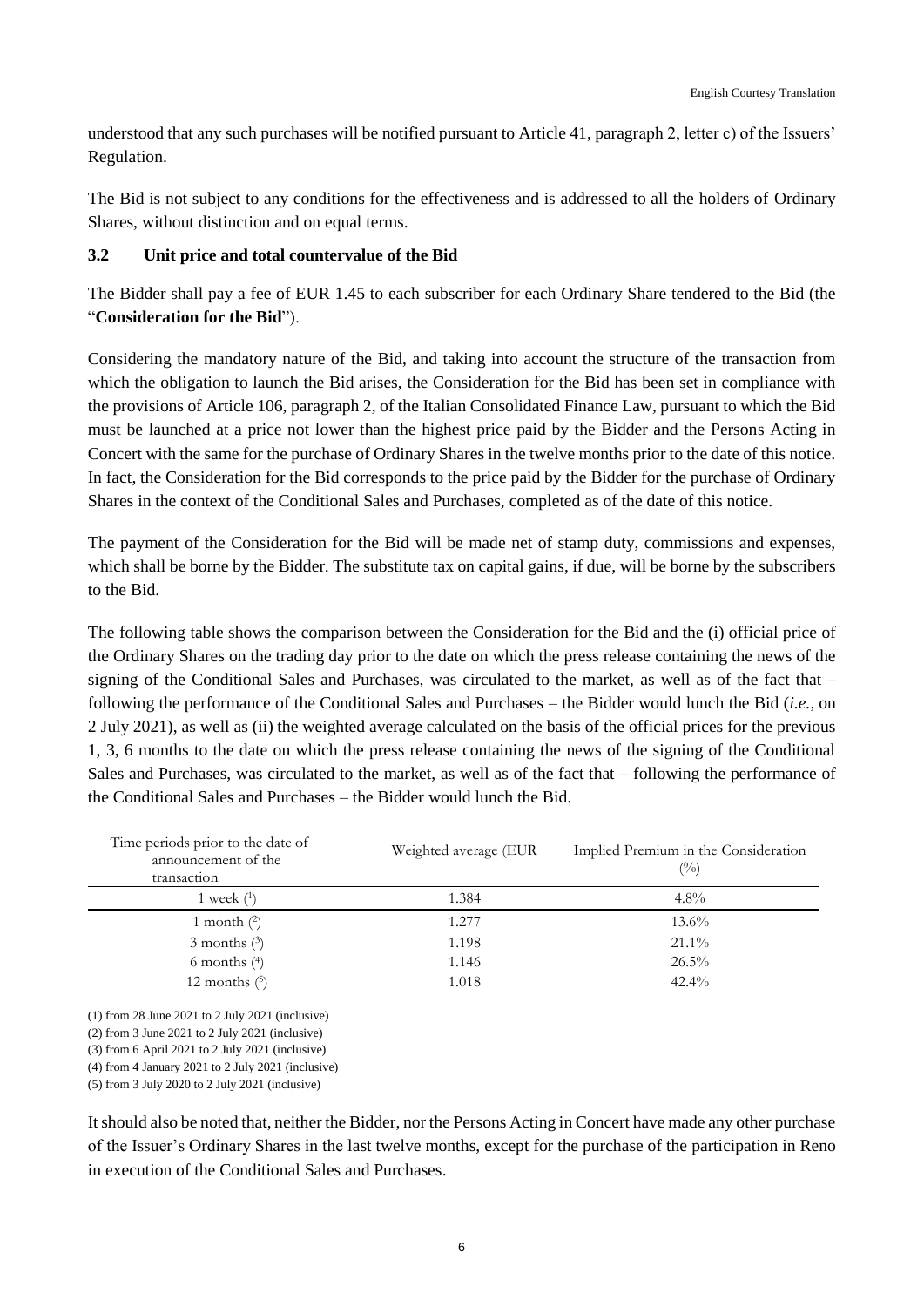understood that any such purchases will be notified pursuant to Article 41, paragraph 2, letter c) of the Issuers' Regulation.

The Bid is not subject to any conditions for the effectiveness and is addressed to all the holders of Ordinary Shares, without distinction and on equal terms.

### 3.2 Unit price and total countervalue of the Bid

The Bidder shall pay a fee of EUR 1.45 to each subscriber for each Ordinary Share tendered to the Bid (the "**Consideration for the Bid**").

Considering the mandatory nature of the Bid, and taking into account the structure of the transaction from which the obligation to launch the Bid arises, the Consideration for the Bid has been set in compliance with the provisions of Article 106, paragraph 2, of the Italian Consolidated Finance Law, pursuant to which the Bid must be launched at a price not lower than the highest price paid by the Bidder and the Persons Acting in Concert with the same for the purchase of Ordinary Shares in the twelve months prior to the date of this notice. In fact, the Consideration for the Bid corresponds to the price paid by the Bidder for the purchase of Ordinary Shares in the context of the Conditional Sales and Purchases, completed as of the date of this notice.

The payment of the Consideration for the Bid will be made net of stamp duty, commissions and expenses, which shall be borne by the Bidder. The substitute tax on capital gains, if due, will be borne by the subscribers to the Bid.

The following table shows the comparison between the Consideration for the Bid and the (i) official price of the Ordinary Shares on the trading day prior to the date on which the press release containing the news of the signing of the Conditional Sales and Purchases, was circulated to the market, as well as of the fact that – following the performance of the Conditional Sales and Purchases – the Bidder would lunch the Bid (*i.e.*, on 2 July 2021), as well as (ii) the weighted average calculated on the basis of the official prices for the previous 1, 3, 6 months to the date on which the press release containing the news of the signing of the Conditional Sales and Purchases, was circulated to the market, as well as of the fact that – following the performance of the Conditional Sales and Purchases – the Bidder would lunch the Bid.

| Time periods prior to the date of announcement of the transaction | Weighted average (EUR | Implied Premium in the Consideration (%) |
|---|---|---|
| 1 week (1) | 1.384 | 4.8% |
| 1 month (2) | 1.277 | 13.6% |
| 3 months (3) | 1.198 | 21.1% |
| 6 months (4) | 1.146 | 26.5% |
| 12 months (5) | 1.018 | 42.4% |

(1) from 28 June 2021 to 2 July 2021 (inclusive)
(2) from 3 June 2021 to 2 July 2021 (inclusive)
(3) from 6 April 2021 to 2 July 2021 (inclusive)
(4) from 4 January 2021 to 2 July 2021 (inclusive)
(5) from 3 July 2020 to 2 July 2021 (inclusive)

It should also be noted that, neither the Bidder, nor the Persons Acting in Concert have made any other purchase of the Issuer's Ordinary Shares in the last twelve months, except for the purchase of the participation in Reno in execution of the Conditional Sales and Purchases.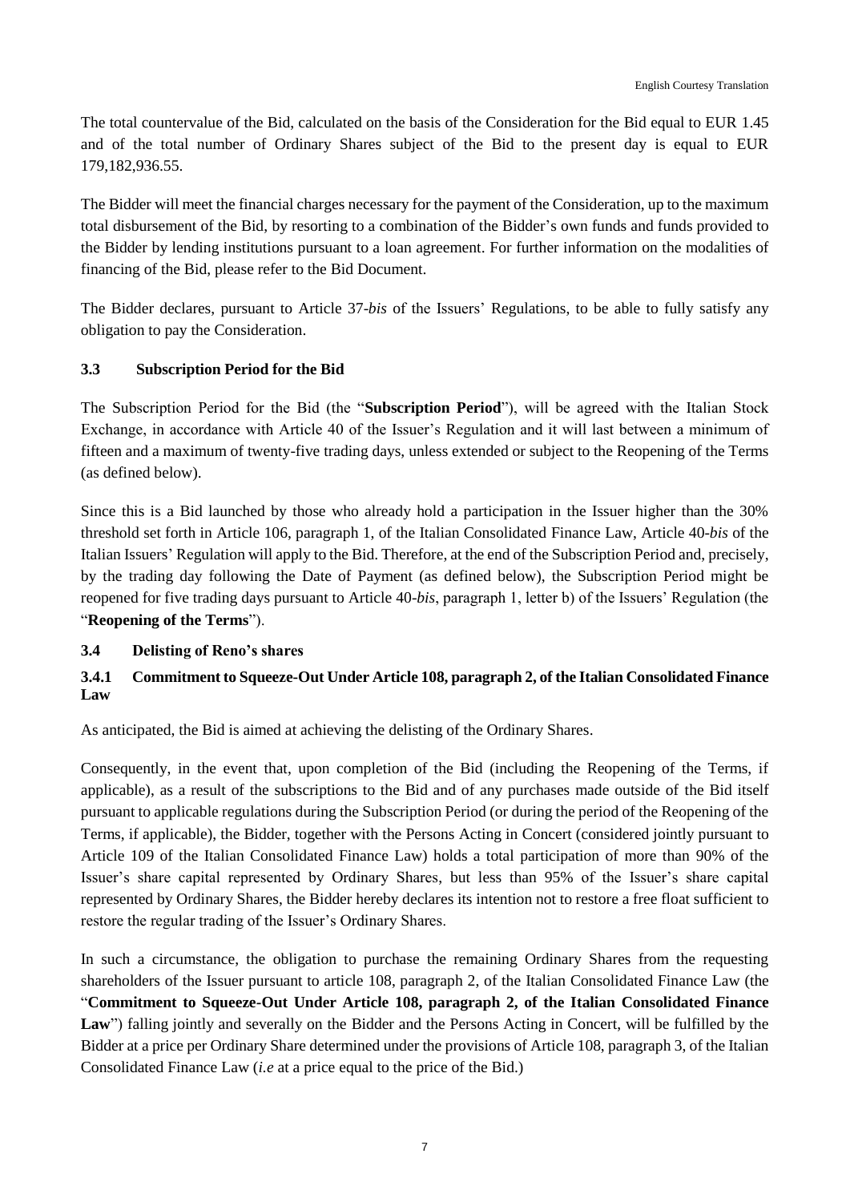The total countervalue of the Bid, calculated on the basis of the Consideration for the Bid equal to EUR 1.45 and of the total number of Ordinary Shares subject of the Bid to the present day is equal to EUR 179,182,936.55.

The Bidder will meet the financial charges necessary for the payment of the Consideration, up to the maximum total disbursement of the Bid, by resorting to a combination of the Bidder's own funds and funds provided to the Bidder by lending institutions pursuant to a loan agreement. For further information on the modalities of financing of the Bid, please refer to the Bid Document.

The Bidder declares, pursuant to Article 37-*bis* of the Issuers' Regulations, to be able to fully satisfy any obligation to pay the Consideration.

### 3.3 Subscription Period for the Bid

The Subscription Period for the Bid (the "**Subscription Period**"), will be agreed with the Italian Stock Exchange, in accordance with Article 40 of the Issuer's Regulation and it will last between a minimum of fifteen and a maximum of twenty-five trading days, unless extended or subject to the Reopening of the Terms (as defined below).

Since this is a Bid launched by those who already hold a participation in the Issuer higher than the 30% threshold set forth in Article 106, paragraph 1, of the Italian Consolidated Finance Law, Article 40-*bis* of the Italian Issuers' Regulation will apply to the Bid. Therefore, at the end of the Subscription Period and, precisely, by the trading day following the Date of Payment (as defined below), the Subscription Period might be reopened for five trading days pursuant to Article 40-*bis*, paragraph 1, letter b) of the Issuers' Regulation (the "**Reopening of the Terms**").

### 3.4 Delisting of Reno's shares

#### 3.4.1 Commitment to Squeeze-Out Under Article 108, paragraph 2, of the Italian Consolidated Finance Law

As anticipated, the Bid is aimed at achieving the delisting of the Ordinary Shares.

Consequently, in the event that, upon completion of the Bid (including the Reopening of the Terms, if applicable), as a result of the subscriptions to the Bid and of any purchases made outside of the Bid itself pursuant to applicable regulations during the Subscription Period (or during the period of the Reopening of the Terms, if applicable), the Bidder, together with the Persons Acting in Concert (considered jointly pursuant to Article 109 of the Italian Consolidated Finance Law) holds a total participation of more than 90% of the Issuer's share capital represented by Ordinary Shares, but less than 95% of the Issuer's share capital represented by Ordinary Shares, the Bidder hereby declares its intention not to restore a free float sufficient to restore the regular trading of the Issuer's Ordinary Shares.

In such a circumstance, the obligation to purchase the remaining Ordinary Shares from the requesting shareholders of the Issuer pursuant to article 108, paragraph 2, of the Italian Consolidated Finance Law (the "**Commitment to Squeeze-Out Under Article 108, paragraph 2, of the Italian Consolidated Finance Law**") falling jointly and severally on the Bidder and the Persons Acting in Concert, will be fulfilled by the Bidder at a price per Ordinary Share determined under the provisions of Article 108, paragraph 3, of the Italian Consolidated Finance Law (*i.e* at a price equal to the price of the Bid.)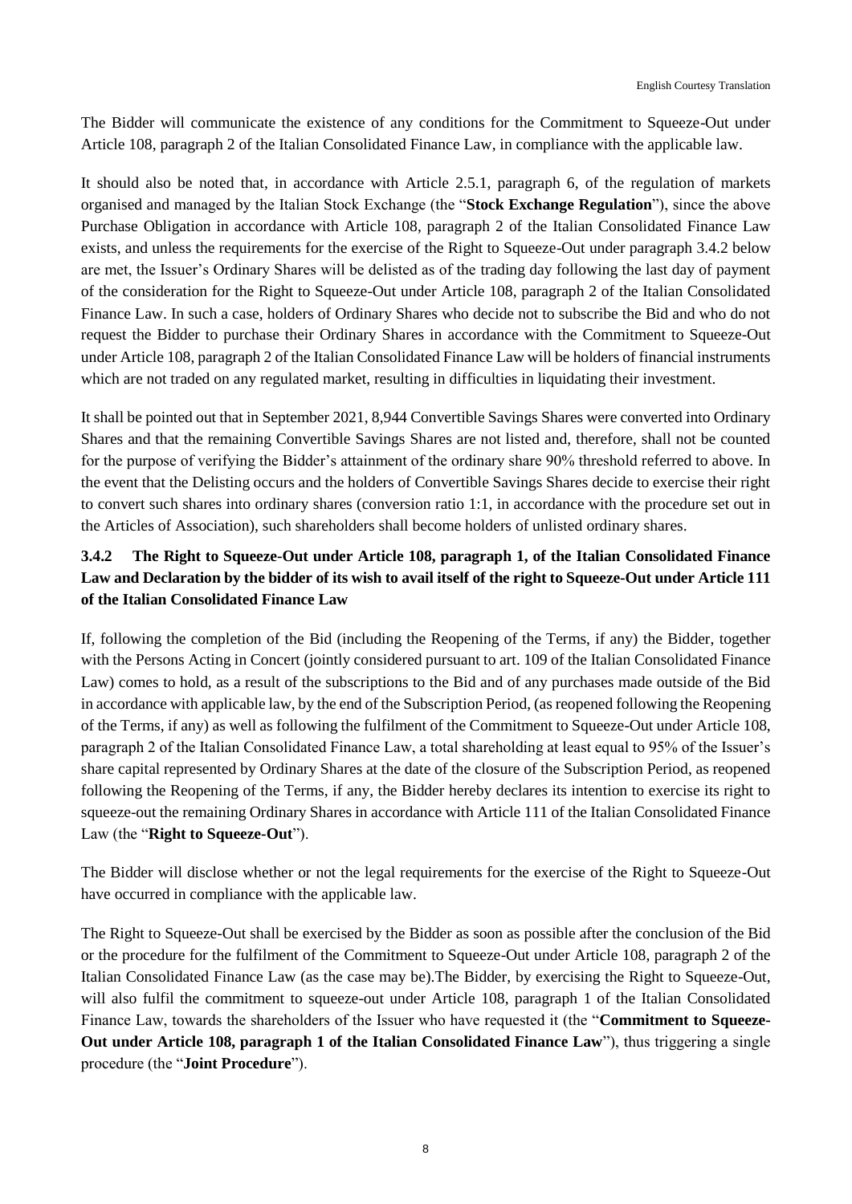The Bidder will communicate the existence of any conditions for the Commitment to Squeeze-Out under Article 108, paragraph 2 of the Italian Consolidated Finance Law, in compliance with the applicable law.

It should also be noted that, in accordance with Article 2.5.1, paragraph 6, of the regulation of markets organised and managed by the Italian Stock Exchange (the "**Stock Exchange Regulation**"), since the above Purchase Obligation in accordance with Article 108, paragraph 2 of the Italian Consolidated Finance Law exists, and unless the requirements for the exercise of the Right to Squeeze-Out under paragraph 3.4.2 below are met, the Issuer's Ordinary Shares will be delisted as of the trading day following the last day of payment of the consideration for the Right to Squeeze-Out under Article 108, paragraph 2 of the Italian Consolidated Finance Law. In such a case, holders of Ordinary Shares who decide not to subscribe the Bid and who do not request the Bidder to purchase their Ordinary Shares in accordance with the Commitment to Squeeze-Out under Article 108, paragraph 2 of the Italian Consolidated Finance Law will be holders of financial instruments which are not traded on any regulated market, resulting in difficulties in liquidating their investment.

It shall be pointed out that in September 2021, 8,944 Convertible Savings Shares were converted into Ordinary Shares and that the remaining Convertible Savings Shares are not listed and, therefore, shall not be counted for the purpose of verifying the Bidder's attainment of the ordinary share 90% threshold referred to above. In the event that the Delisting occurs and the holders of Convertible Savings Shares decide to exercise their right to convert such shares into ordinary shares (conversion ratio 1:1, in accordance with the procedure set out in the Articles of Association), such shareholders shall become holders of unlisted ordinary shares.

### 3.4.2 The Right to Squeeze-Out under Article 108, paragraph 1, of the Italian Consolidated Finance Law and Declaration by the bidder of its wish to avail itself of the right to Squeeze-Out under Article 111 of the Italian Consolidated Finance Law

If, following the completion of the Bid (including the Reopening of the Terms, if any) the Bidder, together with the Persons Acting in Concert (jointly considered pursuant to art. 109 of the Italian Consolidated Finance Law) comes to hold, as a result of the subscriptions to the Bid and of any purchases made outside of the Bid in accordance with applicable law, by the end of the Subscription Period, (as reopened following the Reopening of the Terms, if any) as well as following the fulfilment of the Commitment to Squeeze-Out under Article 108, paragraph 2 of the Italian Consolidated Finance Law, a total shareholding at least equal to 95% of the Issuer's share capital represented by Ordinary Shares at the date of the closure of the Subscription Period, as reopened following the Reopening of the Terms, if any, the Bidder hereby declares its intention to exercise its right to squeeze-out the remaining Ordinary Shares in accordance with Article 111 of the Italian Consolidated Finance Law (the "**Right to Squeeze-Out**").

The Bidder will disclose whether or not the legal requirements for the exercise of the Right to Squeeze-Out have occurred in compliance with the applicable law.

The Right to Squeeze-Out shall be exercised by the Bidder as soon as possible after the conclusion of the Bid or the procedure for the fulfilment of the Commitment to Squeeze-Out under Article 108, paragraph 2 of the Italian Consolidated Finance Law (as the case may be).The Bidder, by exercising the Right to Squeeze-Out, will also fulfil the commitment to squeeze-out under Article 108, paragraph 1 of the Italian Consolidated Finance Law, towards the shareholders of the Issuer who have requested it (the "**Commitment to Squeeze-Out under Article 108, paragraph 1 of the Italian Consolidated Finance Law**"), thus triggering a single procedure (the "**Joint Procedure**").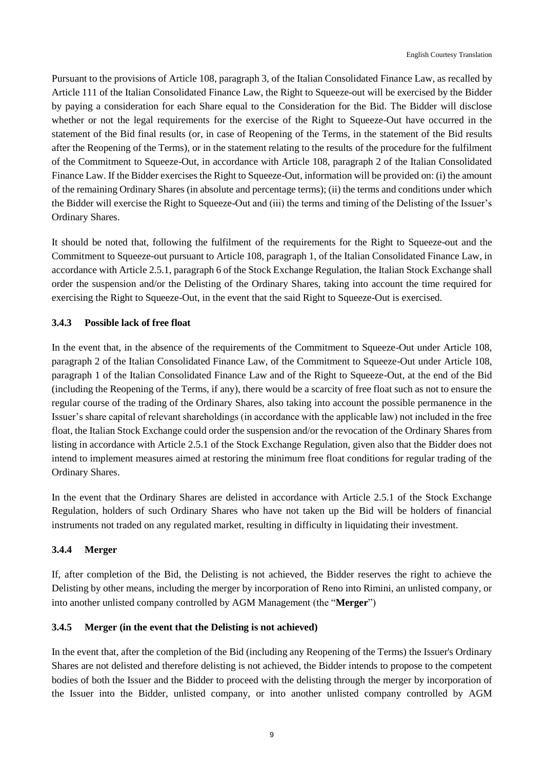Pursuant to the provisions of Article 108, paragraph 3, of the Italian Consolidated Finance Law, as recalled by Article 111 of the Italian Consolidated Finance Law, the Right to Squeeze-out will be exercised by the Bidder by paying a consideration for each Share equal to the Consideration for the Bid. The Bidder will disclose whether or not the legal requirements for the exercise of the Right to Squeeze-Out have occurred in the statement of the Bid final results (or, in case of Reopening of the Terms, in the statement of the Bid results after the Reopening of the Terms), or in the statement relating to the results of the procedure for the fulfilment of the Commitment to Squeeze-Out, in accordance with Article 108, paragraph 2 of the Italian Consolidated Finance Law. If the Bidder exercises the Right to Squeeze-Out, information will be provided on: (i) the amount of the remaining Ordinary Shares (in absolute and percentage terms); (ii) the terms and conditions under which the Bidder will exercise the Right to Squeeze-Out and (iii) the terms and timing of the Delisting of the Issuer's Ordinary Shares.

It should be noted that, following the fulfilment of the requirements for the Right to Squeeze-out and the Commitment to Squeeze-out pursuant to Article 108, paragraph 1, of the Italian Consolidated Finance Law, in accordance with Article 2.5.1, paragraph 6 of the Stock Exchange Regulation, the Italian Stock Exchange shall order the suspension and/or the Delisting of the Ordinary Shares, taking into account the time required for exercising the Right to Squeeze-Out, in the event that the said Right to Squeeze-Out is exercised.

### 3.4.3 Possible lack of free float

In the event that, in the absence of the requirements of the Commitment to Squeeze-Out under Article 108, paragraph 2 of the Italian Consolidated Finance Law, of the Commitment to Squeeze-Out under Article 108, paragraph 1 of the Italian Consolidated Finance Law and of the Right to Squeeze-Out, at the end of the Bid (including the Reopening of the Terms, if any), there would be a scarcity of free float such as not to ensure the regular course of the trading of the Ordinary Shares, also taking into account the possible permanence in the Issuer's share capital of relevant shareholdings (in accordance with the applicable law) not included in the free float, the Italian Stock Exchange could order the suspension and/or the revocation of the Ordinary Shares from listing in accordance with Article 2.5.1 of the Stock Exchange Regulation, given also that the Bidder does not intend to implement measures aimed at restoring the minimum free float conditions for regular trading of the Ordinary Shares.

In the event that the Ordinary Shares are delisted in accordance with Article 2.5.1 of the Stock Exchange Regulation, holders of such Ordinary Shares who have not taken up the Bid will be holders of financial instruments not traded on any regulated market, resulting in difficulty in liquidating their investment.

### 3.4.4 Merger

If, after completion of the Bid, the Delisting is not achieved, the Bidder reserves the right to achieve the Delisting by other means, including the merger by incorporation of Reno into Rimini, an unlisted company, or into another unlisted company controlled by AGM Management (the "**Merger**")

### 3.4.5 Merger (in the event that the Delisting is not achieved)

In the event that, after the completion of the Bid (including any Reopening of the Terms) the Issuer's Ordinary Shares are not delisted and therefore delisting is not achieved, the Bidder intends to propose to the competent bodies of both the Issuer and the Bidder to proceed with the delisting through the merger by incorporation of the Issuer into the Bidder, unlisted company, or into another unlisted company controlled by AGM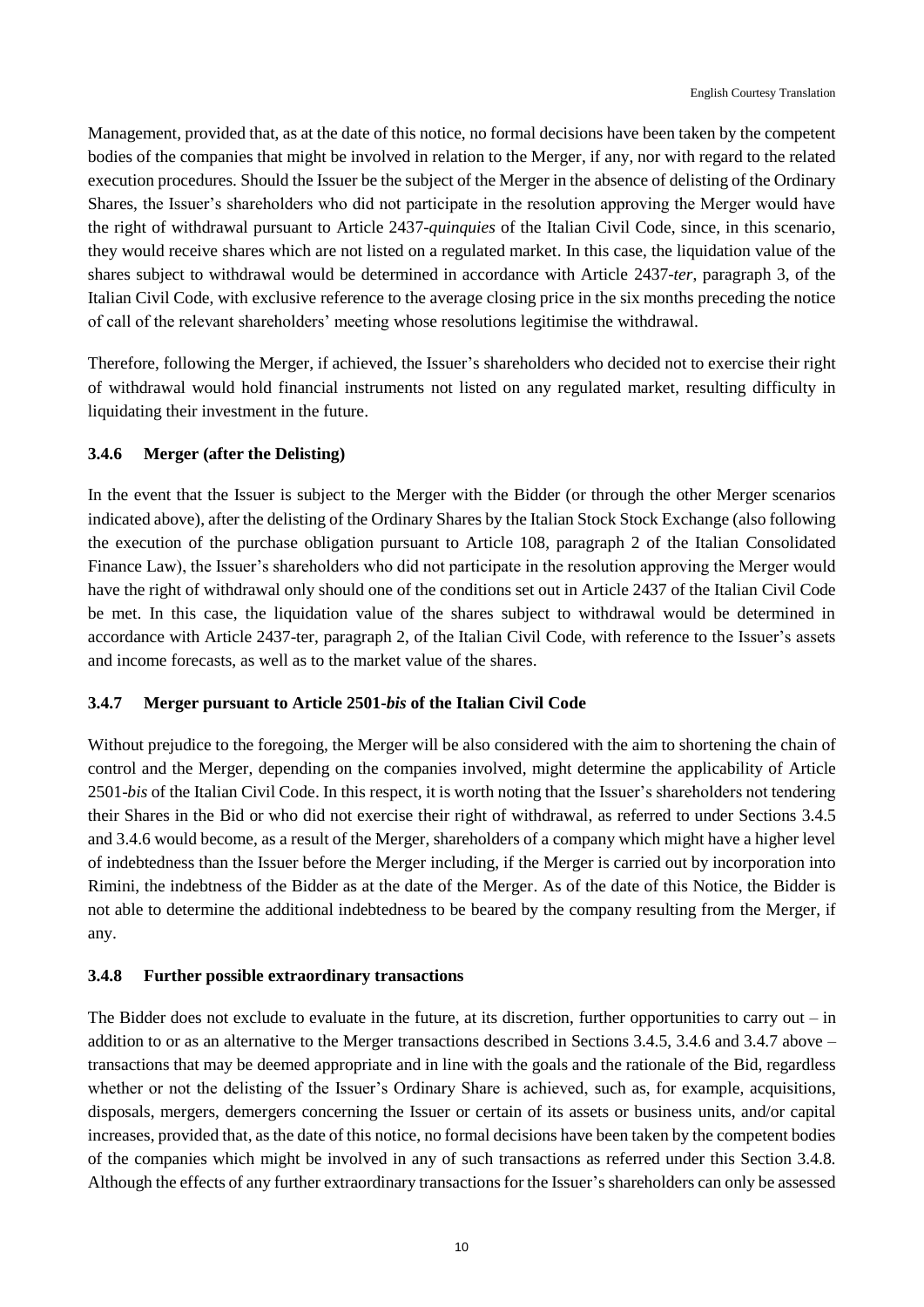Management, provided that, as at the date of this notice, no formal decisions have been taken by the competent bodies of the companies that might be involved in relation to the Merger, if any, nor with regard to the related execution procedures. Should the Issuer be the subject of the Merger in the absence of delisting of the Ordinary Shares, the Issuer's shareholders who did not participate in the resolution approving the Merger would have the right of withdrawal pursuant to Article 2437-*quinquies* of the Italian Civil Code, since, in this scenario, they would receive shares which are not listed on a regulated market. In this case, the liquidation value of the shares subject to withdrawal would be determined in accordance with Article 2437-*ter*, paragraph 3, of the Italian Civil Code, with exclusive reference to the average closing price in the six months preceding the notice of call of the relevant shareholders' meeting whose resolutions legitimise the withdrawal.

Therefore, following the Merger, if achieved, the Issuer's shareholders who decided not to exercise their right of withdrawal would hold financial instruments not listed on any regulated market, resulting difficulty in liquidating their investment in the future.

### 3.4.6 Merger (after the Delisting)

In the event that the Issuer is subject to the Merger with the Bidder (or through the other Merger scenarios indicated above), after the delisting of the Ordinary Shares by the Italian Stock Stock Exchange (also following the execution of the purchase obligation pursuant to Article 108, paragraph 2 of the Italian Consolidated Finance Law), the Issuer's shareholders who did not participate in the resolution approving the Merger would have the right of withdrawal only should one of the conditions set out in Article 2437 of the Italian Civil Code be met. In this case, the liquidation value of the shares subject to withdrawal would be determined in accordance with Article 2437-ter, paragraph 2, of the Italian Civil Code, with reference to the Issuer's assets and income forecasts, as well as to the market value of the shares.

### 3.4.7 Merger pursuant to Article 2501-*bis* of the Italian Civil Code

Without prejudice to the foregoing, the Merger will be also considered with the aim to shortening the chain of control and the Merger, depending on the companies involved, might determine the applicability of Article 2501-*bis* of the Italian Civil Code. In this respect, it is worth noting that the Issuer's shareholders not tendering their Shares in the Bid or who did not exercise their right of withdrawal, as referred to under Sections 3.4.5 and 3.4.6 would become, as a result of the Merger, shareholders of a company which might have a higher level of indebtedness than the Issuer before the Merger including, if the Merger is carried out by incorporation into Rimini, the indebtness of the Bidder as at the date of the Merger. As of the date of this Notice, the Bidder is not able to determine the additional indebtedness to be beared by the company resulting from the Merger, if any.

### 3.4.8 Further possible extraordinary transactions

The Bidder does not exclude to evaluate in the future, at its discretion, further opportunities to carry out – in addition to or as an alternative to the Merger transactions described in Sections 3.4.5, 3.4.6 and 3.4.7 above – transactions that may be deemed appropriate and in line with the goals and the rationale of the Bid, regardless whether or not the delisting of the Issuer's Ordinary Share is achieved, such as, for example, acquisitions, disposals, mergers, demergers concerning the Issuer or certain of its assets or business units, and/or capital increases, provided that, as the date of this notice, no formal decisions have been taken by the competent bodies of the companies which might be involved in any of such transactions as referred under this Section 3.4.8. Although the effects of any further extraordinary transactions for the Issuer's shareholders can only be assessed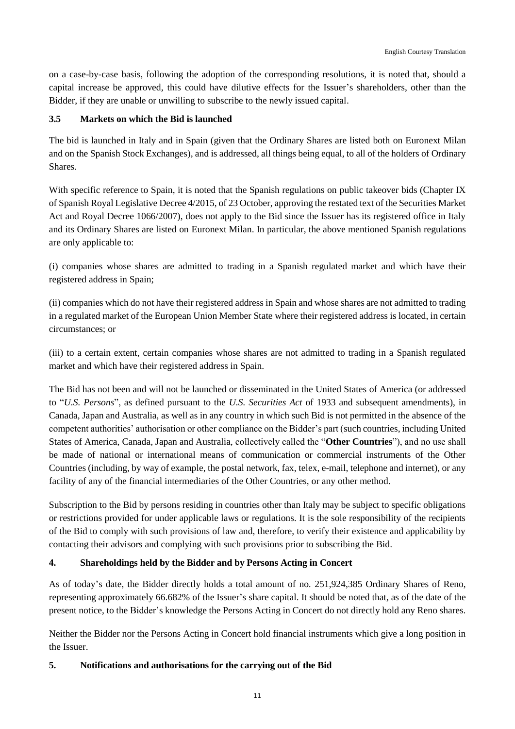on a case-by-case basis, following the adoption of the corresponding resolutions, it is noted that, should a capital increase be approved, this could have dilutive effects for the Issuer's shareholders, other than the Bidder, if they are unable or unwilling to subscribe to the newly issued capital.

### 3.5 Markets on which the Bid is launched

The bid is launched in Italy and in Spain (given that the Ordinary Shares are listed both on Euronext Milan and on the Spanish Stock Exchanges), and is addressed, all things being equal, to all of the holders of Ordinary Shares.

With specific reference to Spain, it is noted that the Spanish regulations on public takeover bids (Chapter IX of Spanish Royal Legislative Decree 4/2015, of 23 October, approving the restated text of the Securities Market Act and Royal Decree 1066/2007), does not apply to the Bid since the Issuer has its registered office in Italy and its Ordinary Shares are listed on Euronext Milan. In particular, the above mentioned Spanish regulations are only applicable to:

(i) companies whose shares are admitted to trading in a Spanish regulated market and which have their registered address in Spain;

(ii) companies which do not have their registered address in Spain and whose shares are not admitted to trading in a regulated market of the European Union Member State where their registered address is located, in certain circumstances; or

(iii) to a certain extent, certain companies whose shares are not admitted to trading in a Spanish regulated market and which have their registered address in Spain.

The Bid has not been and will not be launched or disseminated in the United States of America (or addressed to "*U.S. Persons*", as defined pursuant to the *U.S. Securities Act* of 1933 and subsequent amendments), in Canada, Japan and Australia, as well as in any country in which such Bid is not permitted in the absence of the competent authorities' authorisation or other compliance on the Bidder's part (such countries, including United States of America, Canada, Japan and Australia, collectively called the "**Other Countries**"), and no use shall be made of national or international means of communication or commercial instruments of the Other Countries (including, by way of example, the postal network, fax, telex, e-mail, telephone and internet), or any facility of any of the financial intermediaries of the Other Countries, or any other method.

Subscription to the Bid by persons residing in countries other than Italy may be subject to specific obligations or restrictions provided for under applicable laws or regulations. It is the sole responsibility of the recipients of the Bid to comply with such provisions of law and, therefore, to verify their existence and applicability by contacting their advisors and complying with such provisions prior to subscribing the Bid.

## 4. Shareholdings held by the Bidder and by Persons Acting in Concert

As of today's date, the Bidder directly holds a total amount of no. 251,924,385 Ordinary Shares of Reno, representing approximately 66.682% of the Issuer's share capital. It should be noted that, as of the date of the present notice, to the Bidder's knowledge the Persons Acting in Concert do not directly hold any Reno shares.

Neither the Bidder nor the Persons Acting in Concert hold financial instruments which give a long position in the Issuer.

## 5. Notifications and authorisations for the carrying out of the Bid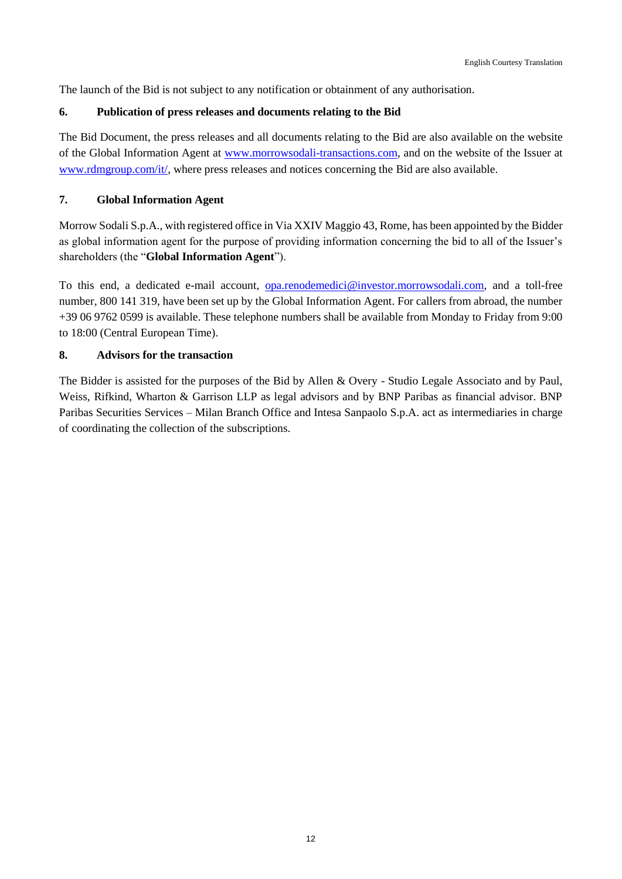The launch of the Bid is not subject to any notification or obtainment of any authorisation.

## 6. Publication of press releases and documents relating to the Bid

The Bid Document, the press releases and all documents relating to the Bid are also available on the website of the Global Information Agent at www.morrowsodali-transactions.com, and on the website of the Issuer at www.rdmgroup.com/it/, where press releases and notices concerning the Bid are also available.

## 7. Global Information Agent

Morrow Sodali S.p.A., with registered office in Via XXIV Maggio 43, Rome, has been appointed by the Bidder as global information agent for the purpose of providing information concerning the bid to all of the Issuer's shareholders (the "**Global Information Agent**").

To this end, a dedicated e-mail account, opa.renodemedici@investor.morrowsodali.com, and a toll-free number, 800 141 319, have been set up by the Global Information Agent. For callers from abroad, the number +39 06 9762 0599 is available. These telephone numbers shall be available from Monday to Friday from 9:00 to 18:00 (Central European Time).

## 8. Advisors for the transaction

The Bidder is assisted for the purposes of the Bid by Allen & Overy - Studio Legale Associato and by Paul, Weiss, Rifkind, Wharton & Garrison LLP as legal advisors and by BNP Paribas as financial advisor. BNP Paribas Securities Services – Milan Branch Office and Intesa Sanpaolo S.p.A. act as intermediaries in charge of coordinating the collection of the subscriptions.